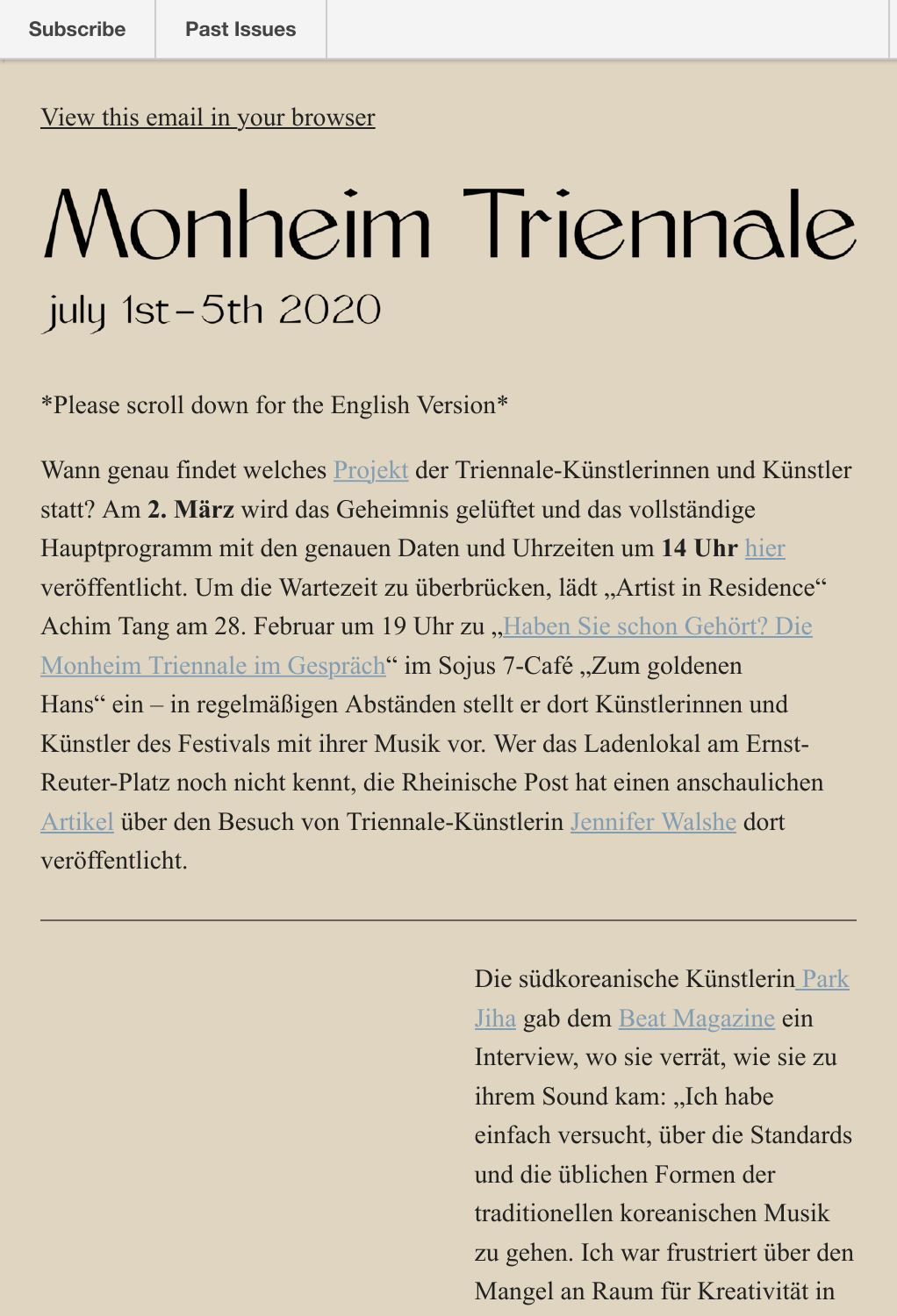Subscribe | Past Issues

View this email in your browser

# Monheim Triennale

july 1st–5th 2020

*Please scroll down for the English Version*

Wann genau findet welches Projekt der Triennale-Künstlerinnen und Künstler statt? Am **2. März** wird das Geheimnis gelüftet und das vollständige Hauptprogramm mit den genauen Daten und Uhrzeiten um **14 Uhr** hier veröffentlicht. Um die Wartezeit zu überbrücken, lädt „Artist in Residence" Achim Tang am 28. Februar um 19 Uhr zu „Haben Sie schon Gehört? Die Monheim Triennale im Gespräch" im Sojus 7-Café „Zum goldenen Hans" ein – in regelmäßigen Abständen stellt er dort Künstlerinnen und Künstler des Festivals mit ihrer Musik vor. Wer das Ladenlokal am Ernst-Reuter-Platz noch nicht kennt, die Rheinische Post hat einen anschaulichen Artikel über den Besuch von Triennale-Künstlerin Jennifer Walshe dort veröffentlicht.

---

Die südkoreanische Künstlerin Park Jiha gab dem Beat Magazine ein Interview, wo sie verrät, wie sie zu ihrem Sound kam: „Ich habe einfach versucht, über die Standards und die üblichen Formen der traditionellen koreanischen Musik zu gehen. Ich war frustriert über den Mangel an Raum für Kreativität in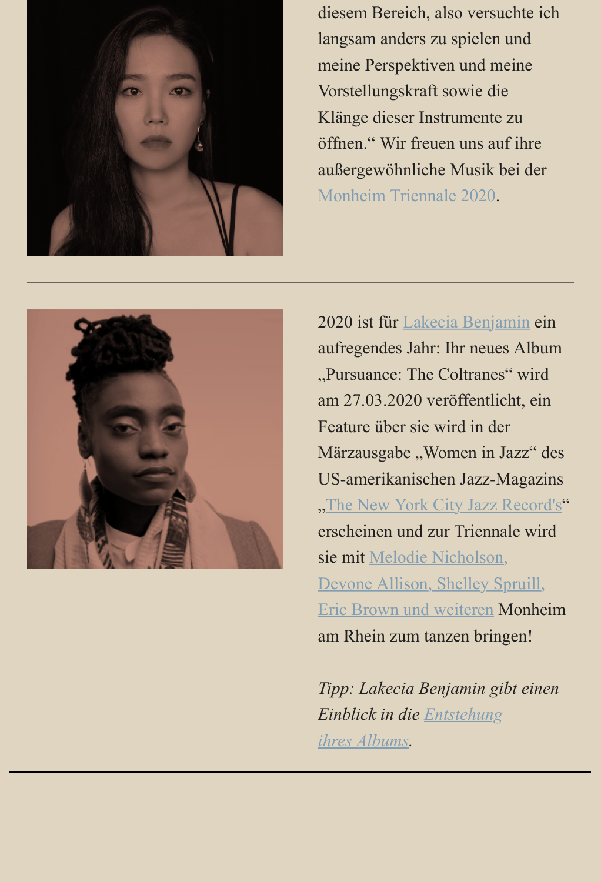diesem Bereich, also versuchte ich langsam anders zu spielen und meine Perspektiven und meine Vorstellungskraft sowie die Klänge dieser Instrumente zu öffnen.“ Wir freuen uns auf ihre außergewöhnliche Musik bei der Monheim Triennale 2020.

---

2020 ist für Lakecia Benjamin ein aufregendes Jahr: Ihr neues Album „Pursuance: The Coltranes“ wird am 27.03.2020 veröffentlicht, ein Feature über sie wird in der Märzausgabe „Women in Jazz“ des US-amerikanischen Jazz-Magazins „The New York City Jazz Record's“ erscheinen und zur Triennale wird sie mit Melodie Nicholson, Devone Allison, Shelley Spruill, Eric Brown und weiteren Monheim am Rhein zum tanzen bringen!

*Tipp: Lakecia Benjamin gibt einen Einblick in die Entstehung ihres Albums.*

---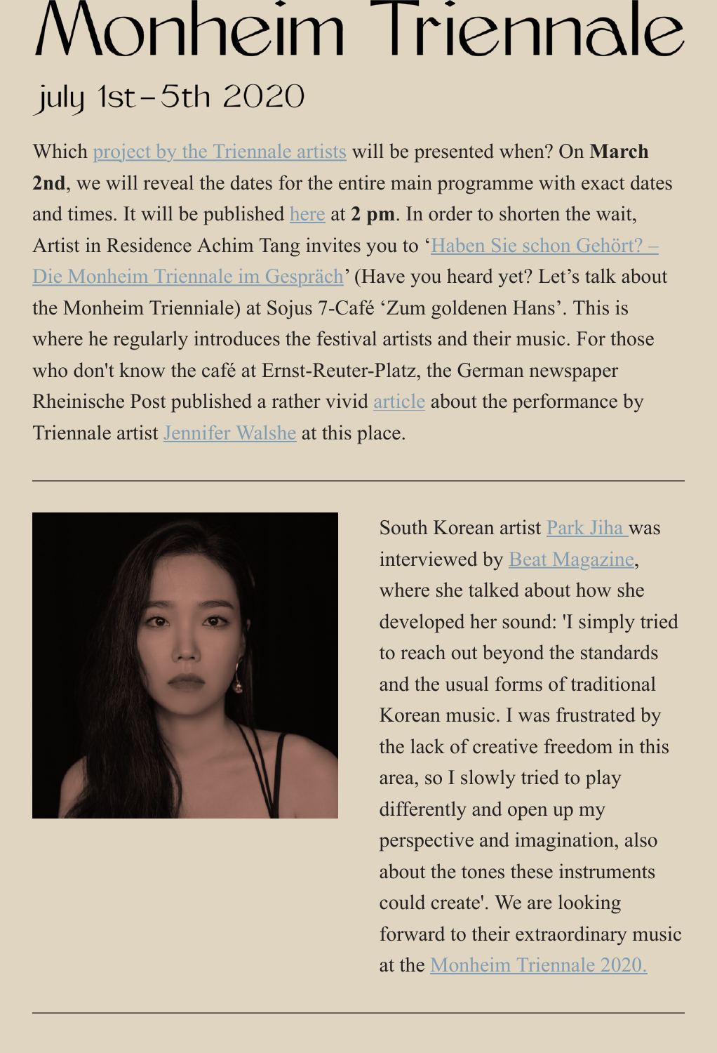# Monheim Triennale

## july 1st – 5th 2020

Which project by the Triennale artists will be presented when? On **March 2nd**, we will reveal the dates for the entire main programme with exact dates and times. It will be published here at **2 pm**. In order to shorten the wait, Artist in Residence Achim Tang invites you to 'Haben Sie schon Gehört? – Die Monheim Triennale im Gespräch' (Have you heard yet? Let's talk about the Monheim Trienniale) at Sojus 7-Café 'Zum goldenen Hans'. This is where he regularly introduces the festival artists and their music. For those who don't know the café at Ernst-Reuter-Platz, the German newspaper Rheinische Post published a rather vivid article about the performance by Triennale artist Jennifer Walshe at this place.

---

South Korean artist Park Jiha was interviewed by Beat Magazine, where she talked about how she developed her sound: 'I simply tried to reach out beyond the standards and the usual forms of traditional Korean music. I was frustrated by the lack of creative freedom in this area, so I slowly tried to play differently and open up my perspective and imagination, also about the tones these instruments could create'. We are looking forward to their extraordinary music at the Monheim Triennale 2020.

---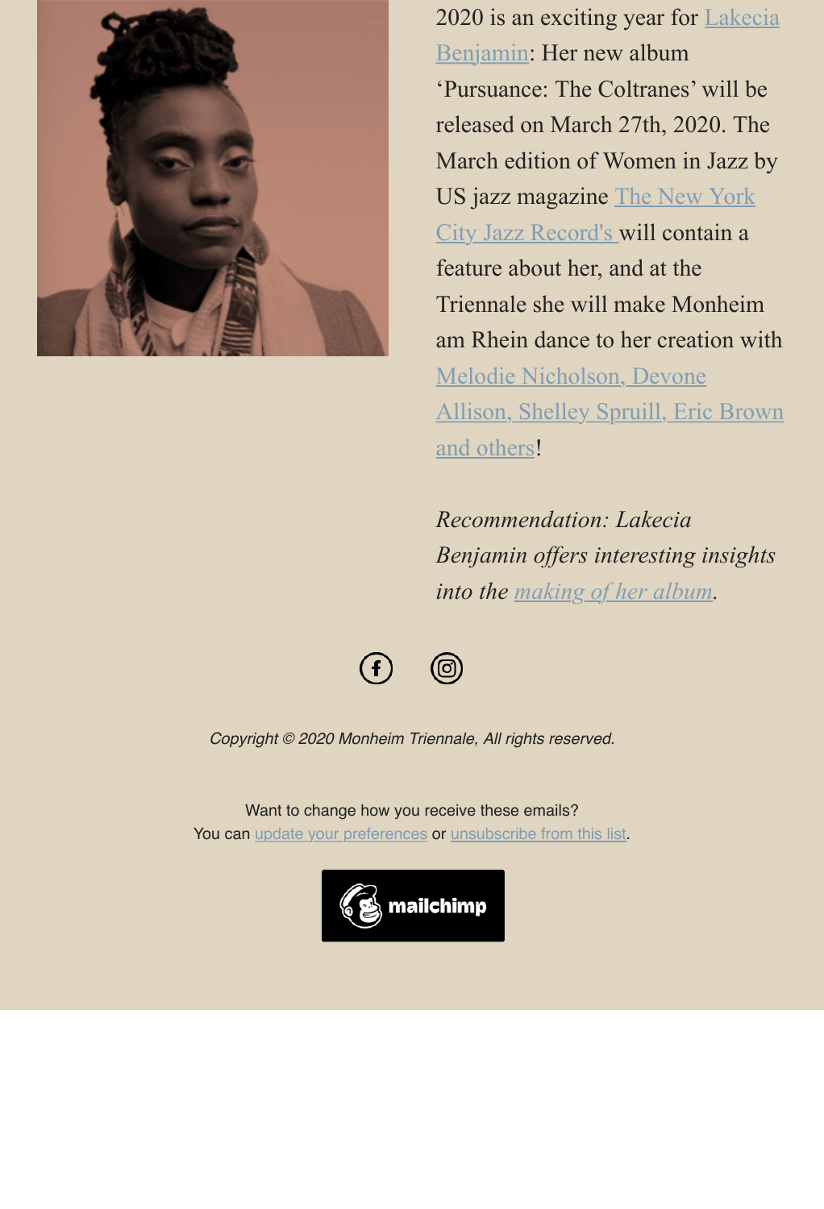2020 is an exciting year for Lakecia Benjamin: Her new album 'Pursuance: The Coltranes' will be released on March 27th, 2020. The March edition of Women in Jazz by US jazz magazine The New York City Jazz Record's will contain a feature about her, and at the Triennale she will make Monheim am Rhein dance to her creation with Melodie Nicholson, Devone Allison, Shelley Spruill, Eric Brown and others!

*Recommendation: Lakecia Benjamin offers interesting insights into the making of her album.*

*Copyright © 2020 Monheim Triennale, All rights reserved.*

Want to change how you receive these emails?
You can update your preferences or unsubscribe from this list.

mailchimp